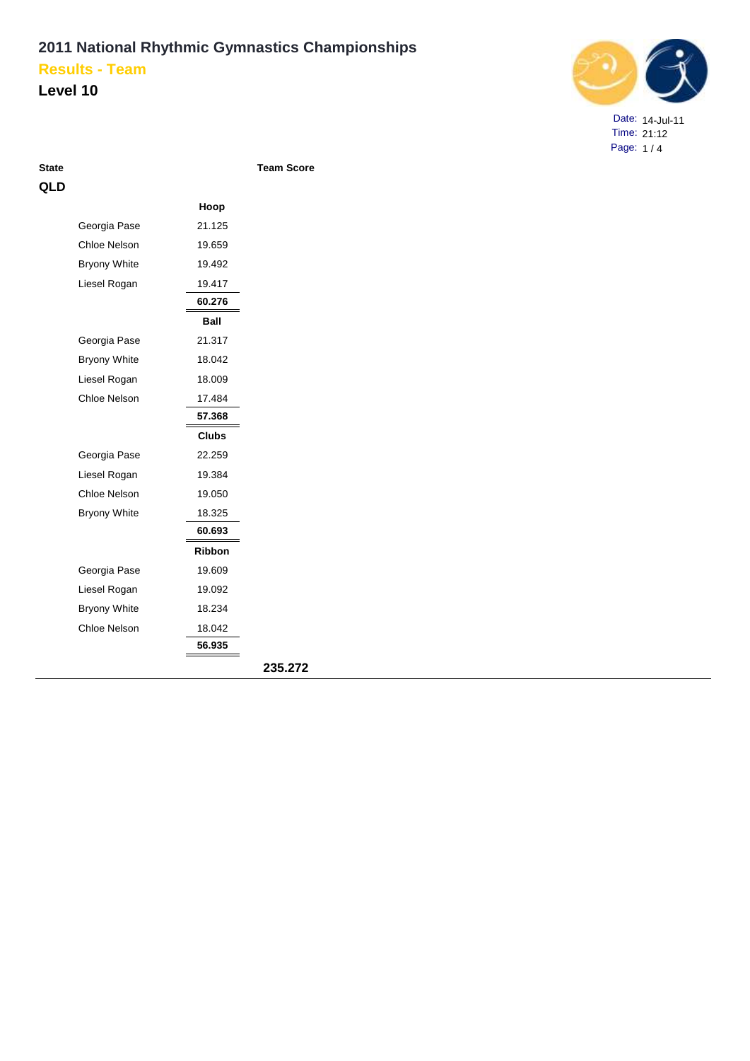# 2011 National Rhythmic Gymnastics Championships

## Results - Team

## Level 10

Date: 14-Jul-11
Time: 21:12

| State | | | Team Score |
|---|---|---|---|
| **QLD** | | | |
| | | **Hoop** | |
| | Georgia Pase | 21.125 | |
| | Chloe Nelson | 19.659 | |
| | Bryony White | 19.492 | |
| | Liesel Rogan | 19.417 | |
| | | **60.276** | |
| | | **Ball** | |
| | Georgia Pase | 21.317 | |
| | Bryony White | 18.042 | |
| | Liesel Rogan | 18.009 | |
| | Chloe Nelson | 17.484 | |
| | | **57.368** | |
| | | **Clubs** | |
| | Georgia Pase | 22.259 | |
| | Liesel Rogan | 19.384 | |
| | Chloe Nelson | 19.050 | |
| | Bryony White | 18.325 | |
| | | **60.693** | |
| | | **Ribbon** | |
| | Georgia Pase | 19.609 | |
| | Liesel Rogan | 19.092 | |
| | Bryony White | 18.234 | |
| | Chloe Nelson | 18.042 | |
| | | **56.935** | |
| | | | **235.272** |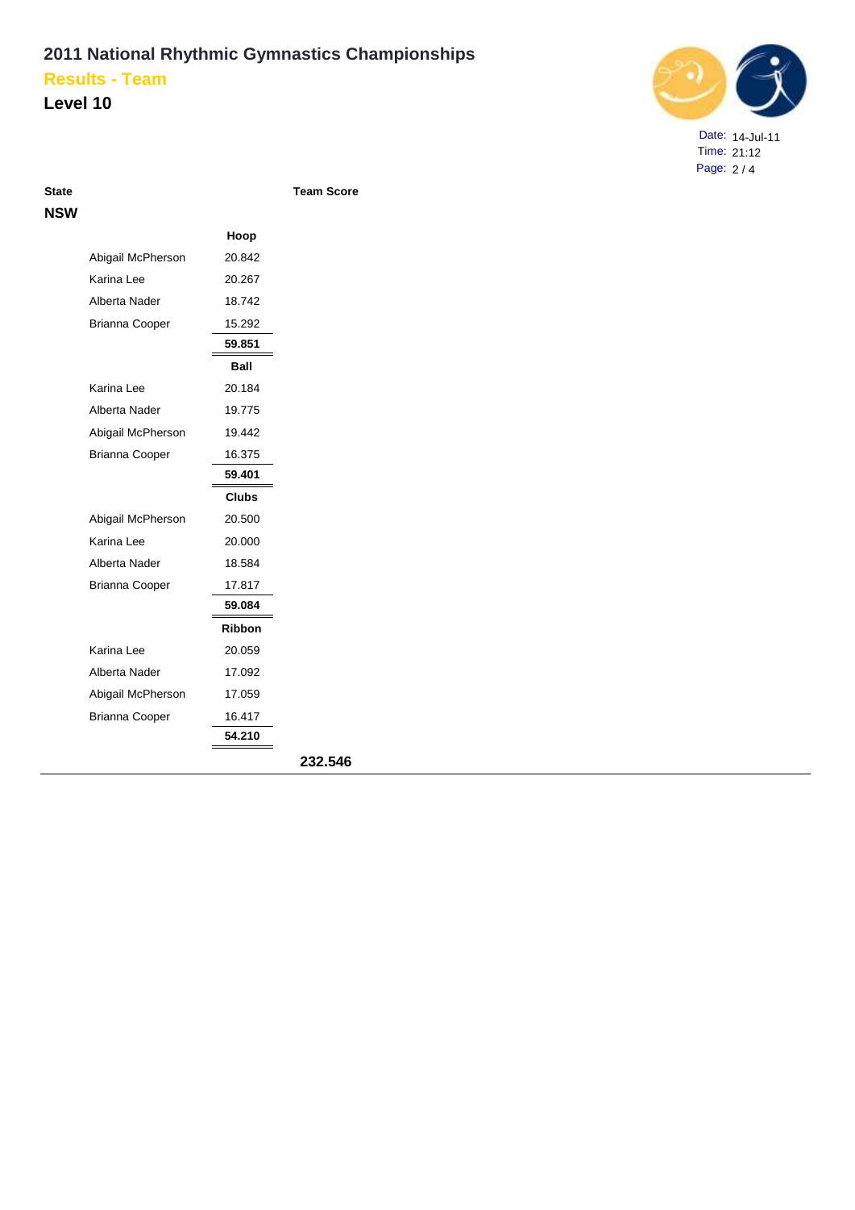# 2011 National Rhythmic Gymnastics Championships

## Results - Team

## Level 10

Date: 14-Jul-11
Time: 21:12

| State | | | Team Score |
|---|---|---|---|
| **NSW** | | | |
| | | **Hoop** | |
| | Abigail McPherson | 20.842 | |
| | Karina Lee | 20.267 | |
| | Alberta Nader | 18.742 | |
| | Brianna Cooper | 15.292 | |
| | | **59.851** | |
| | | **Ball** | |
| | Karina Lee | 20.184 | |
| | Alberta Nader | 19.775 | |
| | Abigail McPherson | 19.442 | |
| | Brianna Cooper | 16.375 | |
| | | **59.401** | |
| | | **Clubs** | |
| | Abigail McPherson | 20.500 | |
| | Karina Lee | 20.000 | |
| | Alberta Nader | 18.584 | |
| | Brianna Cooper | 17.817 | |
| | | **59.084** | |
| | | **Ribbon** | |
| | Karina Lee | 20.059 | |
| | Alberta Nader | 17.092 | |
| | Abigail McPherson | 17.059 | |
| | Brianna Cooper | 16.417 | |
| | | **54.210** | |
| | | | **232.546** |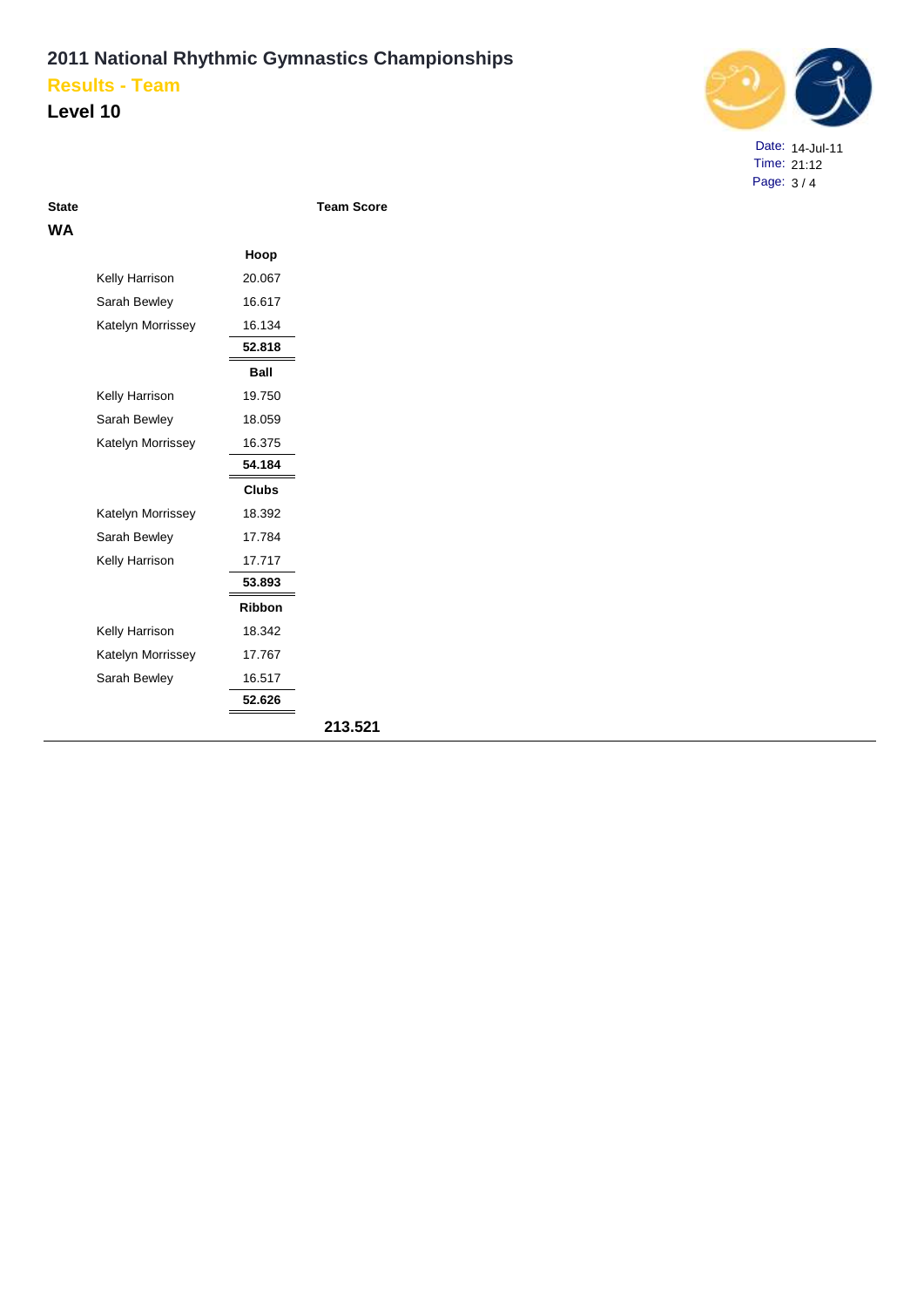# 2011 National Rhythmic Gymnastics Championships

## Results - Team

## Level 10

Date: 14-Jul-11
Time: 21:12

| State | | | Team Score |
|---|---|---|---|
| **WA** | | | |
| | | **Hoop** | |
| | Kelly Harrison | 20.067 | |
| | Sarah Bewley | 16.617 | |
| | Katelyn Morrissey | 16.134 | |
| | | **52.818** | |
| | | **Ball** | |
| | Kelly Harrison | 19.750 | |
| | Sarah Bewley | 18.059 | |
| | Katelyn Morrissey | 16.375 | |
| | | **54.184** | |
| | | **Clubs** | |
| | Katelyn Morrissey | 18.392 | |
| | Sarah Bewley | 17.784 | |
| | Kelly Harrison | 17.717 | |
| | | **53.893** | |
| | | **Ribbon** | |
| | Kelly Harrison | 18.342 | |
| | Katelyn Morrissey | 17.767 | |
| | Sarah Bewley | 16.517 | |
| | | **52.626** | |
| | | | **213.521** |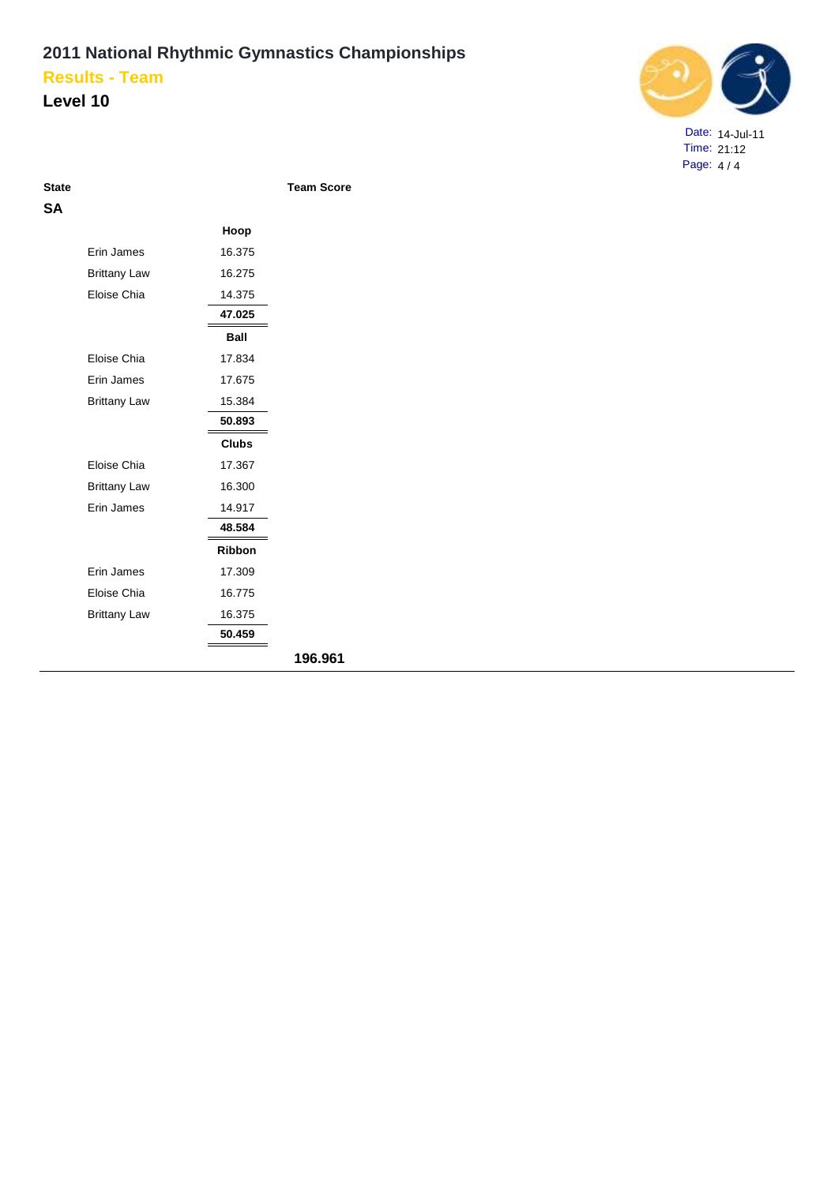# 2011 National Rhythmic Gymnastics Championships

## Results - Team

### Level 10

Date: 14-Jul-11
Time: 21:12

| State | | | Team Score |
|---|---|---|---|
| **SA** | | | |
| | | **Hoop** | |
| | Erin James | 16.375 | |
| | Brittany Law | 16.275 | |
| | Eloise Chia | 14.375 | |
| | | **47.025** | |
| | | **Ball** | |
| | Eloise Chia | 17.834 | |
| | Erin James | 17.675 | |
| | Brittany Law | 15.384 | |
| | | **50.893** | |
| | | **Clubs** | |
| | Eloise Chia | 17.367 | |
| | Brittany Law | 16.300 | |
| | Erin James | 14.917 | |
| | | **48.584** | |
| | | **Ribbon** | |
| | Erin James | 17.309 | |
| | Eloise Chia | 16.775 | |
| | Brittany Law | 16.375 | |
| | | **50.459** | |
| | | | **196.961** |